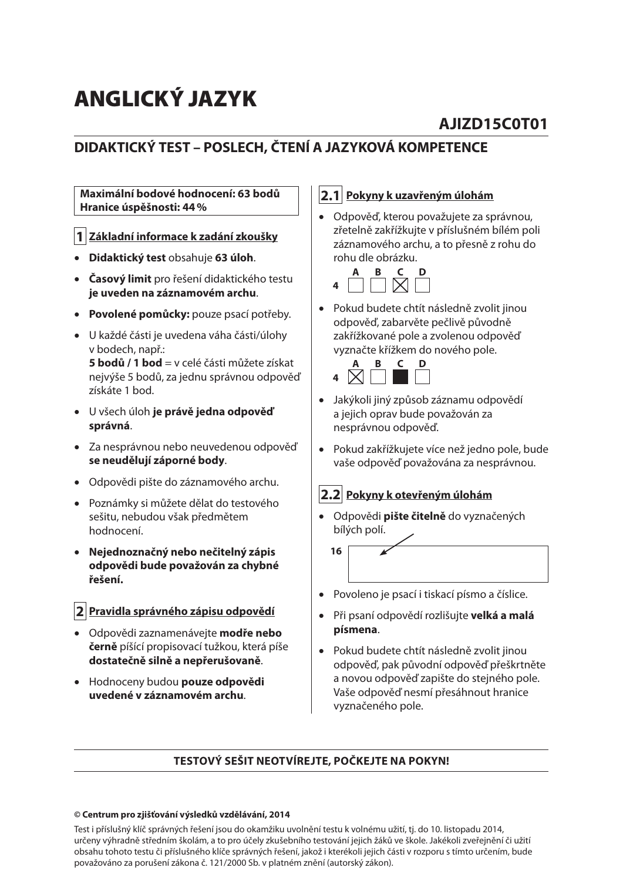# ANGLICKÝ JAZYK

**AJIZD15C0T01**

## DIDAKTICKÝ TEST – POSLECH, ČTENÍ A JAZYKOVÁ KOMPETENCE

**Maximální bodové hodnocení: 63 bodů**
**Hranice úspěšnosti: 44 %**

### 1 Základní informace k zadání zkoušky

- **Didaktický test** obsahuje **63 úloh**.
- **Časový limit** pro řešení didaktického testu **je uveden na záznamovém archu**.
- **Povolené pomůcky:** pouze psací potřeby.
- U každé části je uvedena váha části/úlohy v bodech, např.:
  **5 bodů / 1 bod** = v celé části můžete získat nejvýše 5 bodů, za jednu správnou odpověď získáte 1 bod.
- U všech úloh **je právě jedna odpověď správná**.
- Za nesprávnou nebo neuvedenou odpověď **se neudělují záporné body**.
- Odpovědi pište do záznamového archu.
- Poznámky si můžete dělat do testového sešitu, nebudou však předmětem hodnocení.
- **Nejednoznačný nebo nečitelný zápis odpovědi bude považován za chybné řešení.**

### 2 Pravidla správného zápisu odpovědí

- Odpovědi zaznamenávejte **modře nebo černě** píšící propisovací tužkou, která píše **dostatečně silně a nepřerušovaně**.
- Hodnoceny budou **pouze odpovědi uvedené v záznamovém archu**.

### 2.1 Pokyny k uzavřeným úlohám

- Odpověď, kterou považujete za správnou, zřetelně zakřížkujte v příslušném bílém poli záznamového archu, a to přesně z rohu do rohu dle obrázku.

  4 A ☐ B ☐ C ☒ D ☐

- Pokud budete chtít následně zvolit jinou odpověď, zabarvěte pečlivě původně zakřížkované pole a zvolenou odpověď vyznačte křížkem do nového pole.

  4 A ☒ B ☐ C ■ D ☐

- Jakýkoli jiný způsob záznamu odpovědí a jejich oprav bude považován za nesprávnou odpověď.
- Pokud zakřížkujete více než jedno pole, bude vaše odpověď považována za nesprávnou.

### 2.2 Pokyny k otevřeným úlohám

- Odpovědi **pište čitelně** do vyznačených bílých polí.

  16 [ ]

- Povoleno je psací i tiskací písmo a číslice.
- Při psaní odpovědí rozlišujte **velká a malá písmena**.
- Pokud budete chtít následně zvolit jinou odpověď, pak původní odpověď přeškrtněte a novou odpověď zapište do stejného pole. Vaše odpověď nesmí přesáhnout hranice vyznačeného pole.

---

**TESTOVÝ SEŠIT NEOTVÍREJTE, POČKEJTE NA POKYN!**

---

**© Centrum pro zjišťování výsledků vzdělávání, 2014**

Test i příslušný klíč správných řešení jsou do okamžiku uvolnění testu k volnému užití, tj. do 10. listopadu 2014, určeny výhradně středním školám, a to pro účely zkušebního testování jejich žáků ve škole. Jakékoli zveřejnění či užití obsahu tohoto testu či příslušného klíče správných řešení, jakož i kterékoli jejich části v rozporu s tímto určením, bude považováno za porušení zákona č. 121/2000 Sb. v platném znění (autorský zákon).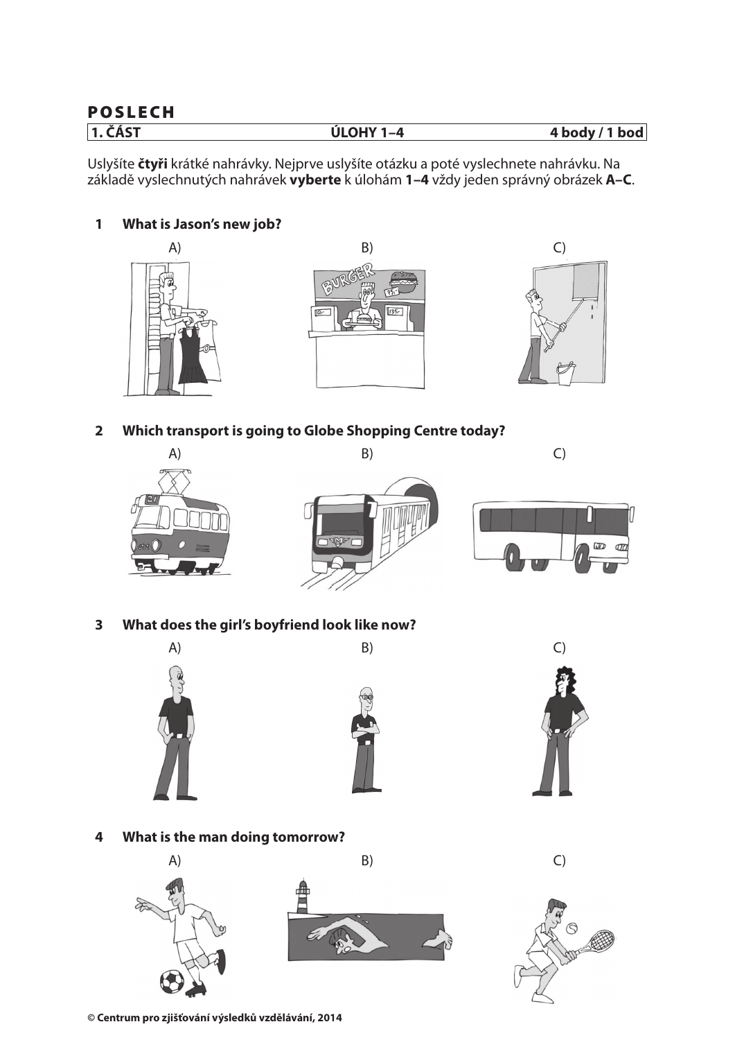# POSLECH

| 1. ČÁST | ÚLOHY 1–4 | 4 body / 1 bod |
|---|---|---|

Uslyšíte **čtyři** krátké nahrávky. Nejprve uslyšíte otázku a poté vyslechnete nahrávku. Na základě vyslechnutých nahrávek **vyberte** k úlohám **1–4** vždy jeden správný obrázek **A–C**.

**1 What is Jason's new job?**

A) B) C)

**2 Which transport is going to Globe Shopping Centre today?**

A) B) C)

**3 What does the girl's boyfriend look like now?**

A) B) C)

**4 What is the man doing tomorrow?**

A) B) C)

© Centrum pro zjišťování výsledků vzdělávání, 2014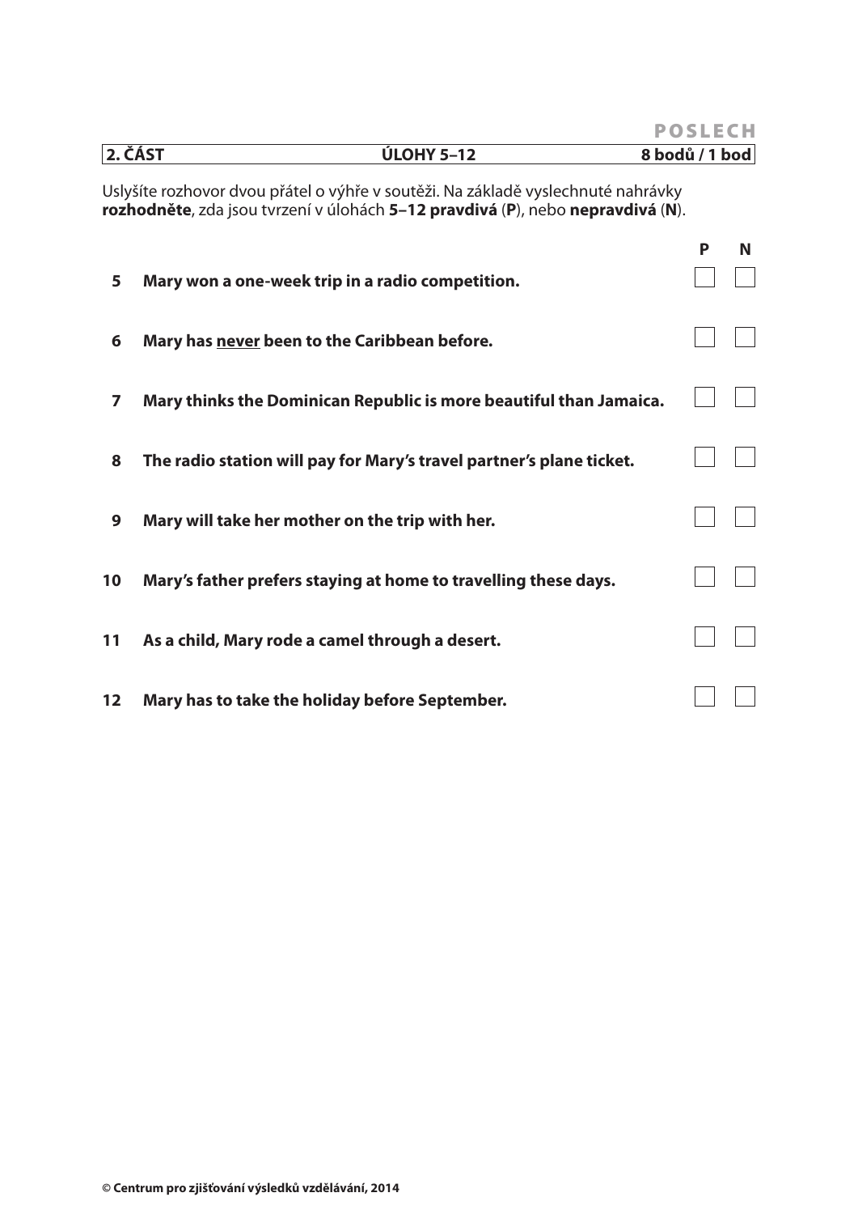POSLECH

| 2. ČÁST | ÚLOHY 5–12 | 8 bodů / 1 bod |
|---|---|---|

Uslyšíte rozhovor dvou přátel o výhře v soutěži. Na základě vyslechnuté nahrávky **rozhodněte**, zda jsou tvrzení v úlohách **5–12 pravdivá** (**P**), nebo **nepravdivá** (**N**).

| | | P | N |
|---|---|---|---|
| **5** | **Mary won a one-week trip in a radio competition.** | ☐ | ☐ |
| **6** | **Mary has <u>never</u> been to the Caribbean before.** | ☐ | ☐ |
| **7** | **Mary thinks the Dominican Republic is more beautiful than Jamaica.** | ☐ | ☐ |
| **8** | **The radio station will pay for Mary's travel partner's plane ticket.** | ☐ | ☐ |
| **9** | **Mary will take her mother on the trip with her.** | ☐ | ☐ |
| **10** | **Mary's father prefers staying at home to travelling these days.** | ☐ | ☐ |
| **11** | **As a child, Mary rode a camel through a desert.** | ☐ | ☐ |
| **12** | **Mary has to take the holiday before September.** | ☐ | ☐ |

**© Centrum pro zjišťování výsledků vzdělávání, 2014**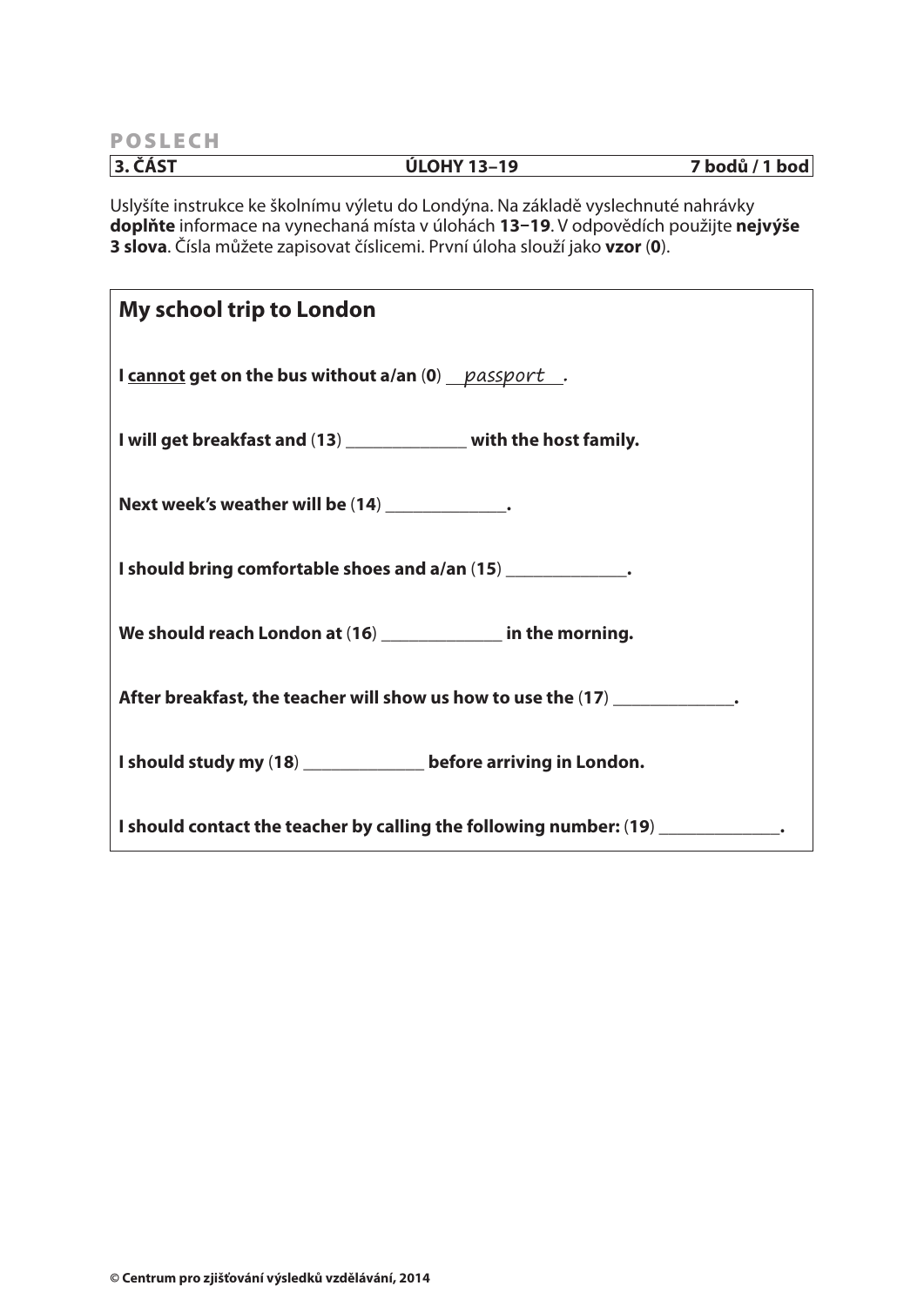**POSLECH**

| 3. ČÁST | ÚLOHY 13–19 | 7 bodů / 1 bod |
|---|---|---|

Uslyšíte instrukce ke školnímu výletu do Londýna. Na základě vyslechnuté nahrávky **doplňte** informace na vynechaná místa v úlohách **13–19**. V odpovědích použijte **nejvýše 3 slova**. Čísla můžete zapisovat číslicemi. První úloha slouží jako **vzor** (**0**).

## My school trip to London

**I cannot get on the bus without a/an (0)** *passport*.

**I will get breakfast and (13) _____________ with the host family.**

**Next week's weather will be (14) _____________.**

**I should bring comfortable shoes and a/an (15) _____________.**

**We should reach London at (16) _____________ in the morning.**

**After breakfast, the teacher will show us how to use the (17) _____________.**

**I should study my (18) _____________ before arriving in London.**

**I should contact the teacher by calling the following number: (19) _____________.**

© Centrum pro zjišťování výsledků vzdělávání, 2014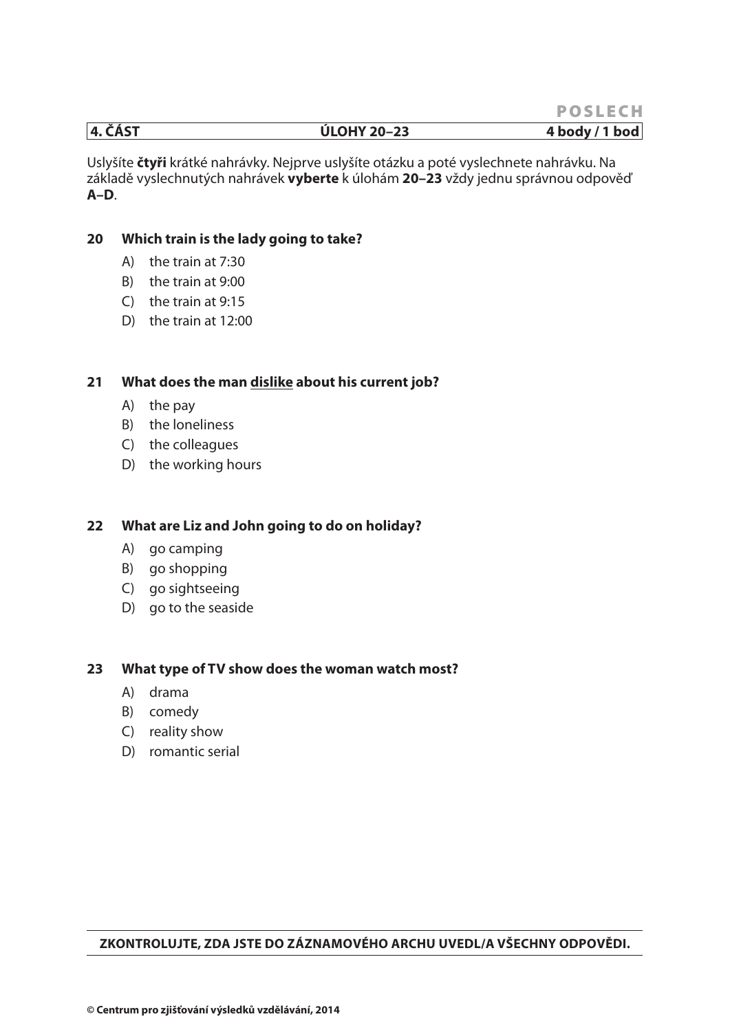**POSLECH**

| 4. ČÁST | ÚLOHY 20–23 | 4 body / 1 bod |
|---|---|---|

Uslyšíte **čtyři** krátké nahrávky. Nejprve uslyšíte otázku a poté vyslechnete nahrávku. Na základě vyslechnutých nahrávek **vyberte** k úlohám **20–23** vždy jednu správnou odpověď **A–D**.

**20 Which train is the lady going to take?**

A) the train at 7:30
B) the train at 9:00
C) the train at 9:15
D) the train at 12:00

**21 What does the man <u>dislike</u> about his current job?**

A) the pay
B) the loneliness
C) the colleagues
D) the working hours

**22 What are Liz and John going to do on holiday?**

A) go camping
B) go shopping
C) go sightseeing
D) go to the seaside

**23 What type of TV show does the woman watch most?**

A) drama
B) comedy
C) reality show
D) romantic serial

**ZKONTROLUJTE, ZDA JSTE DO ZÁZNAMOVÉHO ARCHU UVEDL/A VŠECHNY ODPOVĚDI.**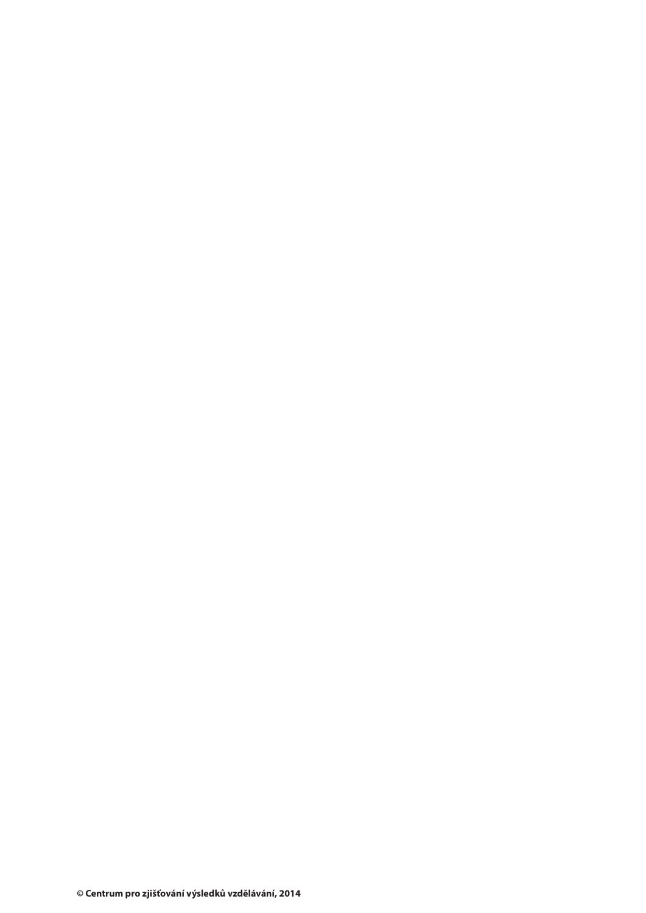© Centrum pro zjišťování výsledků vzdělávání, 2014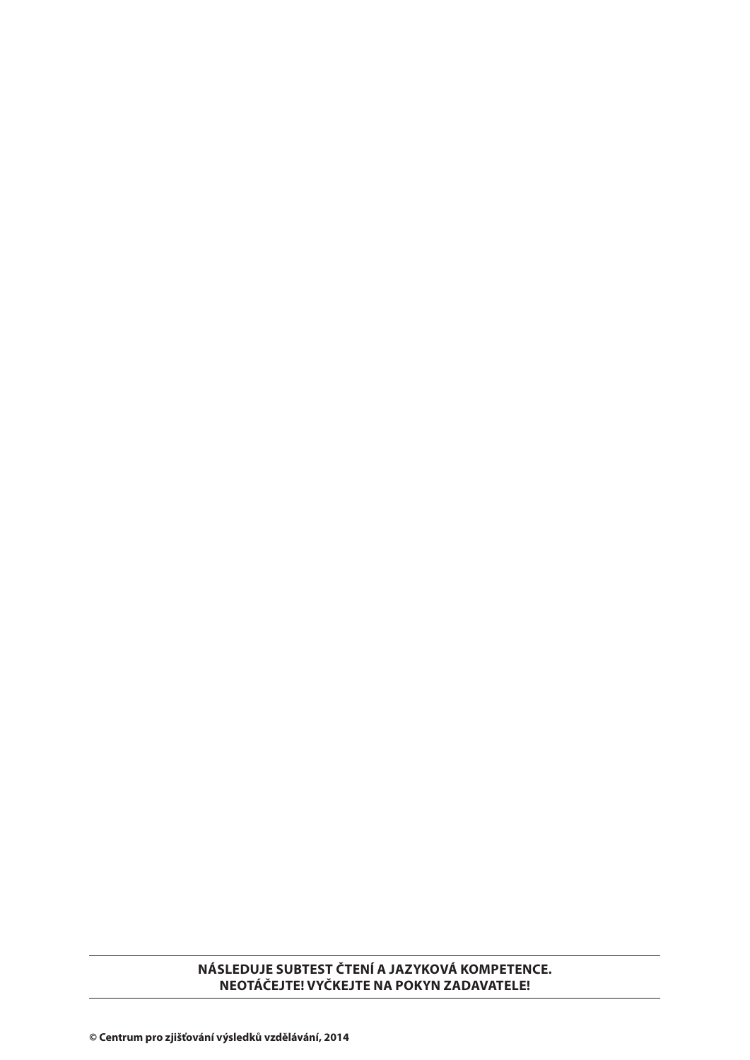**NÁSLEDUJE SUBTEST ČTENÍ A JAZYKOVÁ KOMPETENCE.**
**NEOTÁČEJTE! VYČKEJTE NA POKYN ZADAVATELE!**

**© Centrum pro zjišťování výsledků vzdělávání, 2014**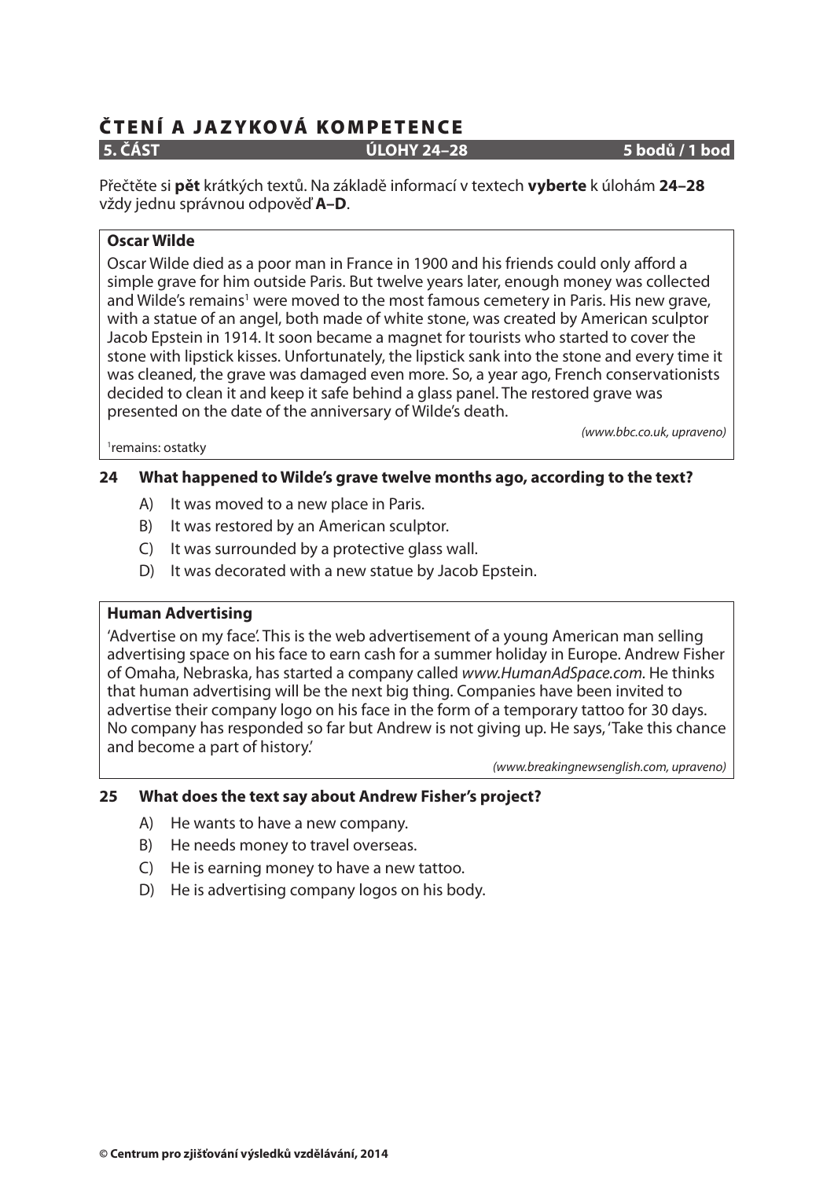# ČTENÍ A JAZYKOVÁ KOMPETENCE

**5. ČÁST** | **ÚLOHY 24–28** | **5 bodů / 1 bod**

Přečtěte si **pět** krátkých textů. Na základě informací v textech **vyberte** k úlohám **24–28** vždy jednu správnou odpověď **A–D**.

**Oscar Wilde**

Oscar Wilde died as a poor man in France in 1900 and his friends could only afford a simple grave for him outside Paris. But twelve years later, enough money was collected and Wilde's remains[1] were moved to the most famous cemetery in Paris. His new grave, with a statue of an angel, both made of white stone, was created by American sculptor Jacob Epstein in 1914. It soon became a magnet for tourists who started to cover the stone with lipstick kisses. Unfortunately, the lipstick sank into the stone and every time it was cleaned, the grave was damaged even more. So, a year ago, French conservationists decided to clean it and keep it safe behind a glass panel. The restored grave was presented on the date of the anniversary of Wilde's death.

*(www.bbc.co.uk, upraveno)*

[1]remains: ostatky

**24 What happened to Wilde's grave twelve months ago, according to the text?**

A) It was moved to a new place in Paris.
B) It was restored by an American sculptor.
C) It was surrounded by a protective glass wall.
D) It was decorated with a new statue by Jacob Epstein.

**Human Advertising**

'Advertise on my face'. This is the web advertisement of a young American man selling advertising space on his face to earn cash for a summer holiday in Europe. Andrew Fisher of Omaha, Nebraska, has started a company called *www.HumanAdSpace.com*. He thinks that human advertising will be the next big thing. Companies have been invited to advertise their company logo on his face in the form of a temporary tattoo for 30 days. No company has responded so far but Andrew is not giving up. He says, 'Take this chance and become a part of history.'

*(www.breakingnewsenglish.com, upraveno)*

**25 What does the text say about Andrew Fisher's project?**

A) He wants to have a new company.
B) He needs money to travel overseas.
C) He is earning money to have a new tattoo.
D) He is advertising company logos on his body.

© Centrum pro zjišťování výsledků vzdělávání, 2014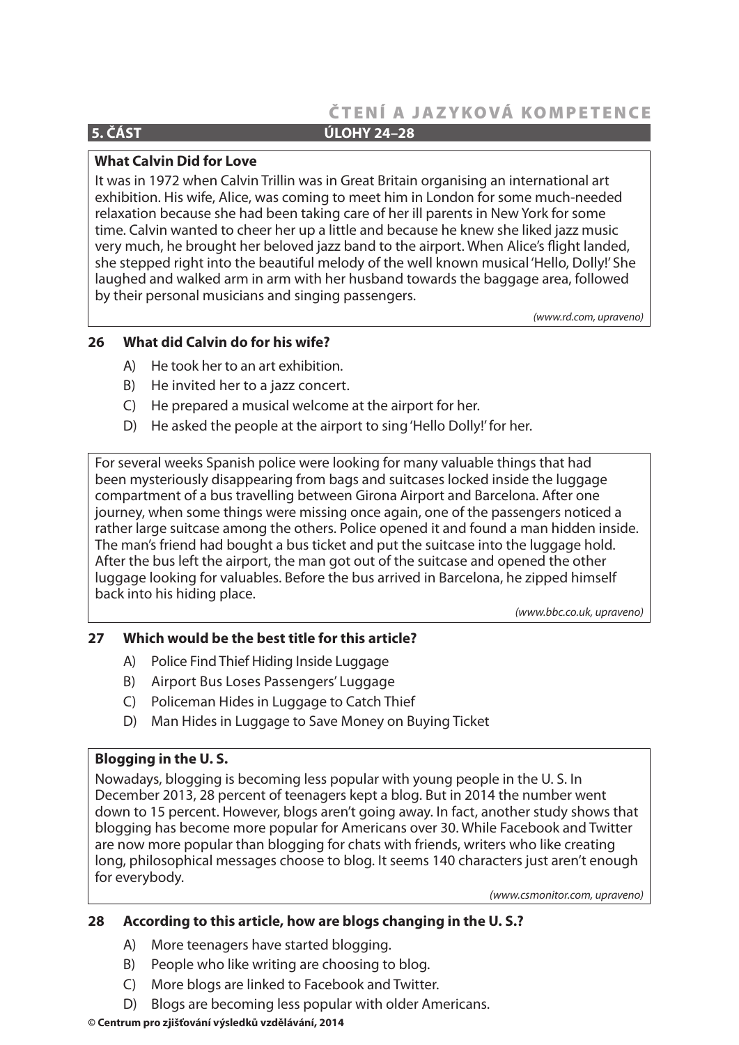## 5. ČÁST ÚLOHY 24–28

**What Calvin Did for Love**

It was in 1972 when Calvin Trillin was in Great Britain organising an international art exhibition. His wife, Alice, was coming to meet him in London for some much-needed relaxation because she had been taking care of her ill parents in New York for some time. Calvin wanted to cheer her up a little and because he knew she liked jazz music very much, he brought her beloved jazz band to the airport. When Alice's flight landed, she stepped right into the beautiful melody of the well known musical 'Hello, Dolly!' She laughed and walked arm in arm with her husband towards the baggage area, followed by their personal musicians and singing passengers.

*(www.rd.com, upraveno)*

**26 What did Calvin do for his wife?**

A) He took her to an art exhibition.
B) He invited her to a jazz concert.
C) He prepared a musical welcome at the airport for her.
D) He asked the people at the airport to sing 'Hello Dolly!' for her.

For several weeks Spanish police were looking for many valuable things that had been mysteriously disappearing from bags and suitcases locked inside the luggage compartment of a bus travelling between Girona Airport and Barcelona. After one journey, when some things were missing once again, one of the passengers noticed a rather large suitcase among the others. Police opened it and found a man hidden inside. The man's friend had bought a bus ticket and put the suitcase into the luggage hold. After the bus left the airport, the man got out of the suitcase and opened the other luggage looking for valuables. Before the bus arrived in Barcelona, he zipped himself back into his hiding place.

*(www.bbc.co.uk, upraveno)*

**27 Which would be the best title for this article?**

A) Police Find Thief Hiding Inside Luggage
B) Airport Bus Loses Passengers' Luggage
C) Policeman Hides in Luggage to Catch Thief
D) Man Hides in Luggage to Save Money on Buying Ticket

**Blogging in the U. S.**

Nowadays, blogging is becoming less popular with young people in the U. S. In December 2013, 28 percent of teenagers kept a blog. But in 2014 the number went down to 15 percent. However, blogs aren't going away. In fact, another study shows that blogging has become more popular for Americans over 30. While Facebook and Twitter are now more popular than blogging for chats with friends, writers who like creating long, philosophical messages choose to blog. It seems 140 characters just aren't enough for everybody.

*(www.csmonitor.com, upraveno)*

**28 According to this article, how are blogs changing in the U. S.?**

A) More teenagers have started blogging.
B) People who like writing are choosing to blog.
C) More blogs are linked to Facebook and Twitter.
D) Blogs are becoming less popular with older Americans.

**© Centrum pro zjišťování výsledků vzdělávání, 2014**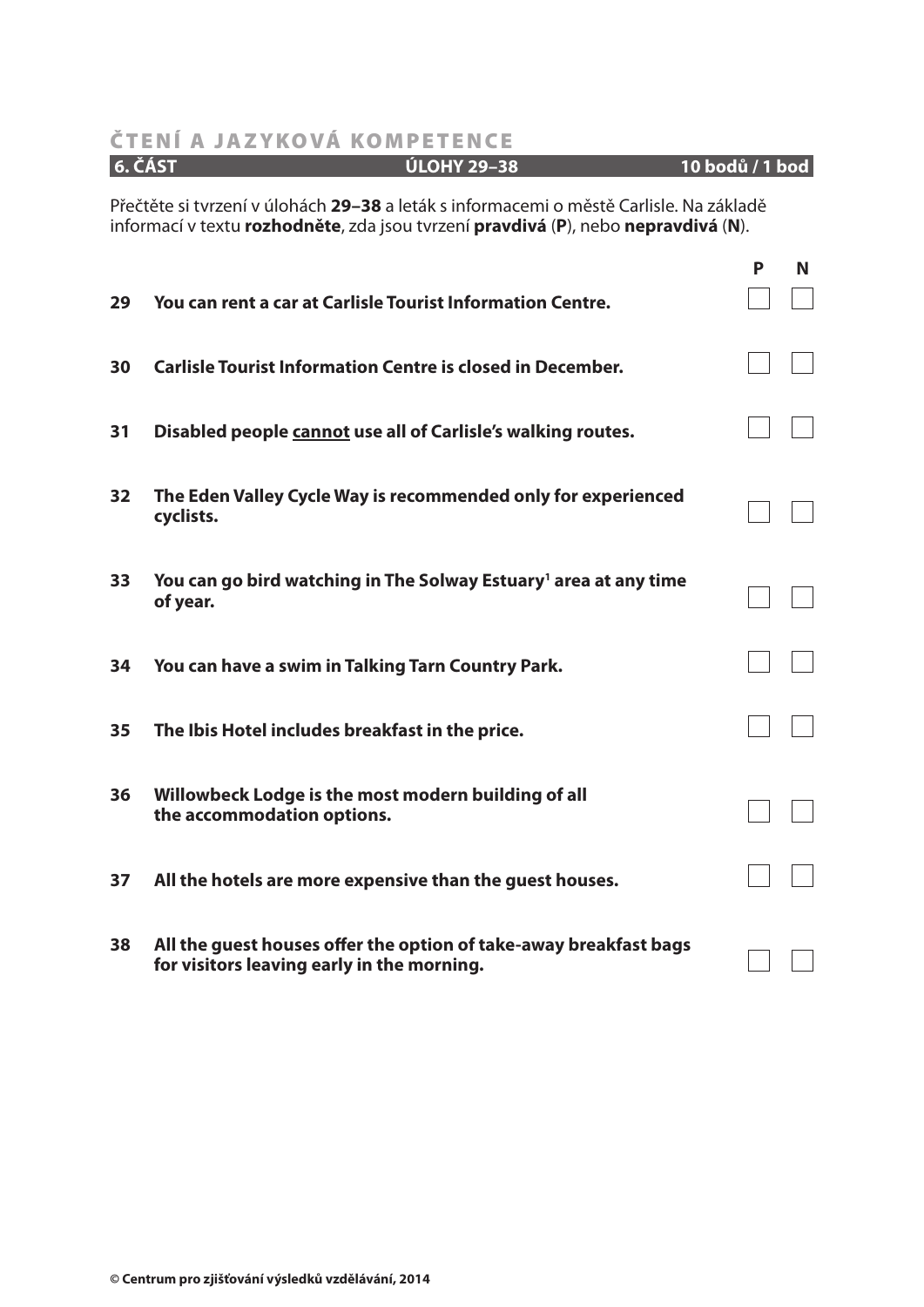# ČTENÍ A JAZYKOVÁ KOMPETENCE

**6. ČÁST** | **ÚLOHY 29–38** | **10 bodů / 1 bod**

Přečtěte si tvrzení v úlohách **29–38** a leták s informacemi o městě Carlisle. Na základě informací v textu **rozhodněte**, zda jsou tvrzení **pravdivá** (**P**), nebo **nepravdivá** (**N**).

| | | P | N |
|---|---|---|---|
| **29** | **You can rent a car at Carlisle Tourist Information Centre.** | ☐ | ☐ |
| **30** | **Carlisle Tourist Information Centre is closed in December.** | ☐ | ☐ |
| **31** | **Disabled people <u>cannot</u> use all of Carlisle's walking routes.** | ☐ | ☐ |
| **32** | **The Eden Valley Cycle Way is recommended only for experienced cyclists.** | ☐ | ☐ |
| **33** | **You can go bird watching in The Solway Estuary[1] area at any time of year.** | ☐ | ☐ |
| **34** | **You can have a swim in Talking Tarn Country Park.** | ☐ | ☐ |
| **35** | **The Ibis Hotel includes breakfast in the price.** | ☐ | ☐ |
| **36** | **Willowbeck Lodge is the most modern building of all the accommodation options.** | ☐ | ☐ |
| **37** | **All the hotels are more expensive than the guest houses.** | ☐ | ☐ |
| **38** | **All the guest houses offer the option of take-away breakfast bags for visitors leaving early in the morning.** | ☐ | ☐ |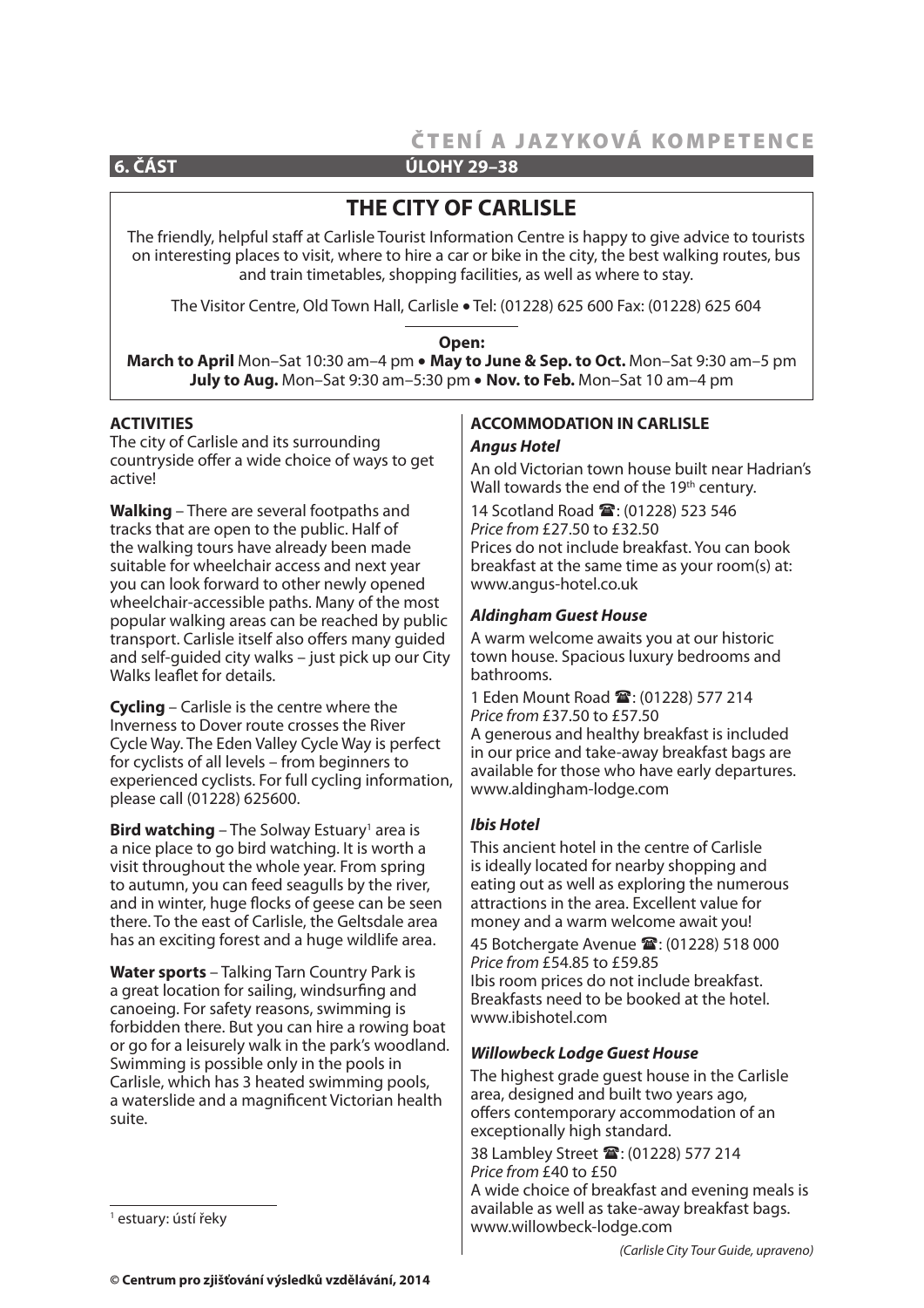# ČTENÍ A JAZYKOVÁ KOMPETENCE

**6. ČÁST** **ÚLOHY 29–38**

## THE CITY OF CARLISLE

The friendly, helpful staff at Carlisle Tourist Information Centre is happy to give advice to tourists on interesting places to visit, where to hire a car or bike in the city, the best walking routes, bus and train timetables, shopping facilities, as well as where to stay.

The Visitor Centre, Old Town Hall, Carlisle • Tel: (01228) 625 600 Fax: (01228) 625 604

**Open:**

**March to April** Mon–Sat 10:30 am–4 pm • **May to June & Sep. to Oct.** Mon–Sat 9:30 am–5 pm
**July to Aug.** Mon–Sat 9:30 am–5:30 pm • **Nov. to Feb.** Mon–Sat 10 am–4 pm

### ACTIVITIES

The city of Carlisle and its surrounding countryside offer a wide choice of ways to get active!

**Walking** – There are several footpaths and tracks that are open to the public. Half of the walking tours have already been made suitable for wheelchair access and next year you can look forward to other newly opened wheelchair-accessible paths. Many of the most popular walking areas can be reached by public transport. Carlisle itself also offers many guided and self-guided city walks – just pick up our City Walks leaflet for details.

**Cycling** – Carlisle is the centre where the Inverness to Dover route crosses the River Cycle Way. The Eden Valley Cycle Way is perfect for cyclists of all levels – from beginners to experienced cyclists. For full cycling information, please call (01228) 625600.

**Bird watching** – The Solway Estuary[1] area is a nice place to go bird watching. It is worth a visit throughout the whole year. From spring to autumn, you can feed seagulls by the river, and in winter, huge flocks of geese can be seen there. To the east of Carlisle, the Geltsdale area has an exciting forest and a huge wildlife area.

**Water sports** – Talking Tarn Country Park is a great location for sailing, windsurfing and canoeing. For safety reasons, swimming is forbidden there. But you can hire a rowing boat or go for a leisurely walk in the park's woodland. Swimming is possible only in the pools in Carlisle, which has 3 heated swimming pools, a waterslide and a magnificent Victorian health suite.

[1] estuary: ústí řeky

### ACCOMMODATION IN CARLISLE

***Angus Hotel***

An old Victorian town house built near Hadrian's Wall towards the end of the 19th century.

14 Scotland Road ☎: (01228) 523 546
*Price from* £27.50 to £32.50
Prices do not include breakfast. You can book breakfast at the same time as your room(s) at: www.angus-hotel.co.uk

***Aldingham Guest House***

A warm welcome awaits you at our historic town house. Spacious luxury bedrooms and bathrooms.

1 Eden Mount Road ☎: (01228) 577 214
*Price from* £37.50 to £57.50
A generous and healthy breakfast is included in our price and take-away breakfast bags are available for those who have early departures.
www.aldingham-lodge.com

***Ibis Hotel***

This ancient hotel in the centre of Carlisle is ideally located for nearby shopping and eating out as well as exploring the numerous attractions in the area. Excellent value for money and a warm welcome await you!

45 Botchergate Avenue ☎: (01228) 518 000
*Price from* £54.85 to £59.85
Ibis room prices do not include breakfast. Breakfasts need to be booked at the hotel.
www.ibishotel.com

***Willowbeck Lodge Guest House***

The highest grade guest house in the Carlisle area, designed and built two years ago, offers contemporary accommodation of an exceptionally high standard.

38 Lambley Street ☎: (01228) 577 214
*Price from* £40 to £50
A wide choice of breakfast and evening meals is available as well as take-away breakfast bags.
www.willowbeck-lodge.com

*(Carlisle City Tour Guide, upraveno)*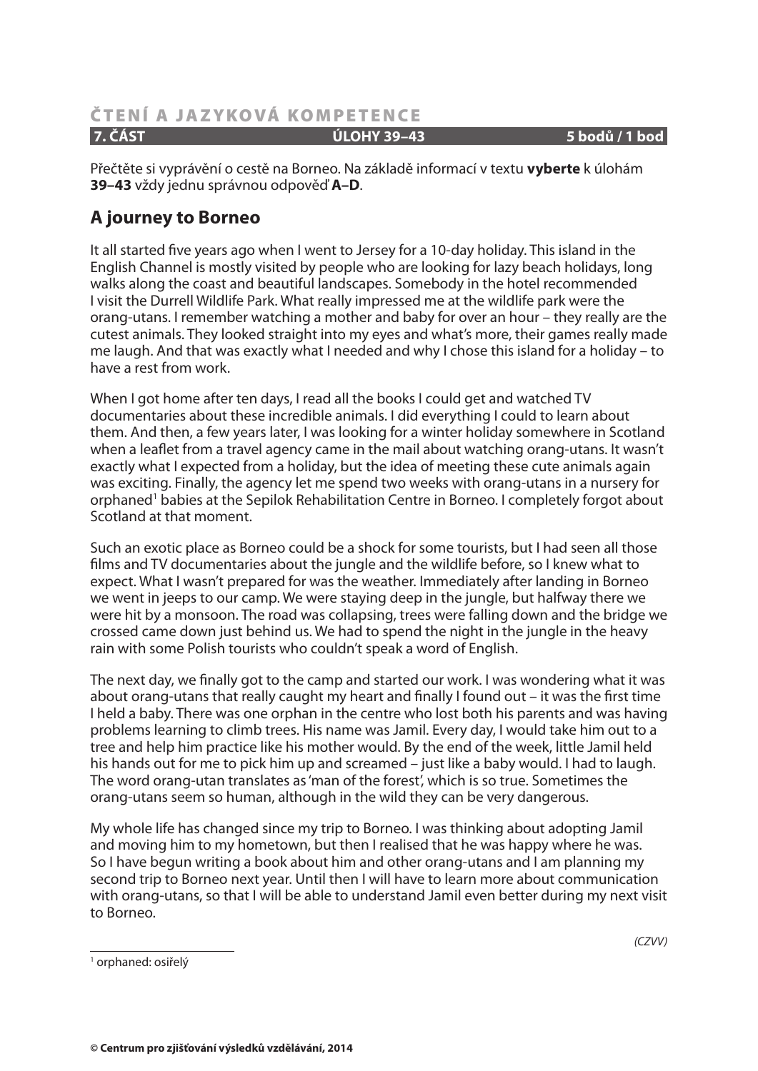# ČTENÍ A JAZYKOVÁ KOMPETENCE

**7. ČÁST** **ÚLOHY 39–43** **5 bodů / 1 bod**

Přečtěte si vyprávění o cestě na Borneo. Na základě informací v textu **vyberte** k úlohám **39–43** vždy jednu správnou odpověď **A–D**.

## A journey to Borneo

It all started five years ago when I went to Jersey for a 10-day holiday. This island in the English Channel is mostly visited by people who are looking for lazy beach holidays, long walks along the coast and beautiful landscapes. Somebody in the hotel recommended I visit the Durrell Wildlife Park. What really impressed me at the wildlife park were the orang-utans. I remember watching a mother and baby for over an hour – they really are the cutest animals. They looked straight into my eyes and what's more, their games really made me laugh. And that was exactly what I needed and why I chose this island for a holiday – to have a rest from work.

When I got home after ten days, I read all the books I could get and watched TV documentaries about these incredible animals. I did everything I could to learn about them. And then, a few years later, I was looking for a winter holiday somewhere in Scotland when a leaflet from a travel agency came in the mail about watching orang-utans. It wasn't exactly what I expected from a holiday, but the idea of meeting these cute animals again was exciting. Finally, the agency let me spend two weeks with orang-utans in a nursery for orphaned[1] babies at the Sepilok Rehabilitation Centre in Borneo. I completely forgot about Scotland at that moment.

Such an exotic place as Borneo could be a shock for some tourists, but I had seen all those films and TV documentaries about the jungle and the wildlife before, so I knew what to expect. What I wasn't prepared for was the weather. Immediately after landing in Borneo we went in jeeps to our camp. We were staying deep in the jungle, but halfway there we were hit by a monsoon. The road was collapsing, trees were falling down and the bridge we crossed came down just behind us. We had to spend the night in the jungle in the heavy rain with some Polish tourists who couldn't speak a word of English.

The next day, we finally got to the camp and started our work. I was wondering what it was about orang-utans that really caught my heart and finally I found out – it was the first time I held a baby. There was one orphan in the centre who lost both his parents and was having problems learning to climb trees. His name was Jamil. Every day, I would take him out to a tree and help him practice like his mother would. By the end of the week, little Jamil held his hands out for me to pick him up and screamed – just like a baby would. I had to laugh. The word orang-utan translates as 'man of the forest', which is so true. Sometimes the orang-utans seem so human, although in the wild they can be very dangerous.

My whole life has changed since my trip to Borneo. I was thinking about adopting Jamil and moving him to my hometown, but then I realised that he was happy where he was. So I have begun writing a book about him and other orang-utans and I am planning my second trip to Borneo next year. Until then I will have to learn more about communication with orang-utans, so that I will be able to understand Jamil even better during my next visit to Borneo.

*(CZVV)*

[1] orphaned: osiřelý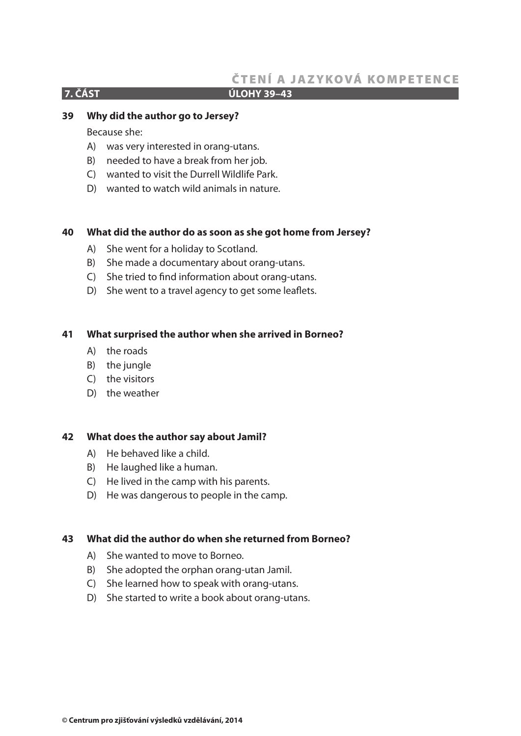# ČTENÍ A JAZYKOVÁ KOMPETENCE

## 7. ČÁST ÚLOHY 39–43

**39 Why did the author go to Jersey?**

Because she:

A) was very interested in orang-utans.
B) needed to have a break from her job.
C) wanted to visit the Durrell Wildlife Park.
D) wanted to watch wild animals in nature.

**40 What did the author do as soon as she got home from Jersey?**

A) She went for a holiday to Scotland.
B) She made a documentary about orang-utans.
C) She tried to find information about orang-utans.
D) She went to a travel agency to get some leaflets.

**41 What surprised the author when she arrived in Borneo?**

A) the roads
B) the jungle
C) the visitors
D) the weather

**42 What does the author say about Jamil?**

A) He behaved like a child.
B) He laughed like a human.
C) He lived in the camp with his parents.
D) He was dangerous to people in the camp.

**43 What did the author do when she returned from Borneo?**

A) She wanted to move to Borneo.
B) She adopted the orphan orang-utan Jamil.
C) She learned how to speak with orang-utans.
D) She started to write a book about orang-utans.

© Centrum pro zjišťování výsledků vzdělávání, 2014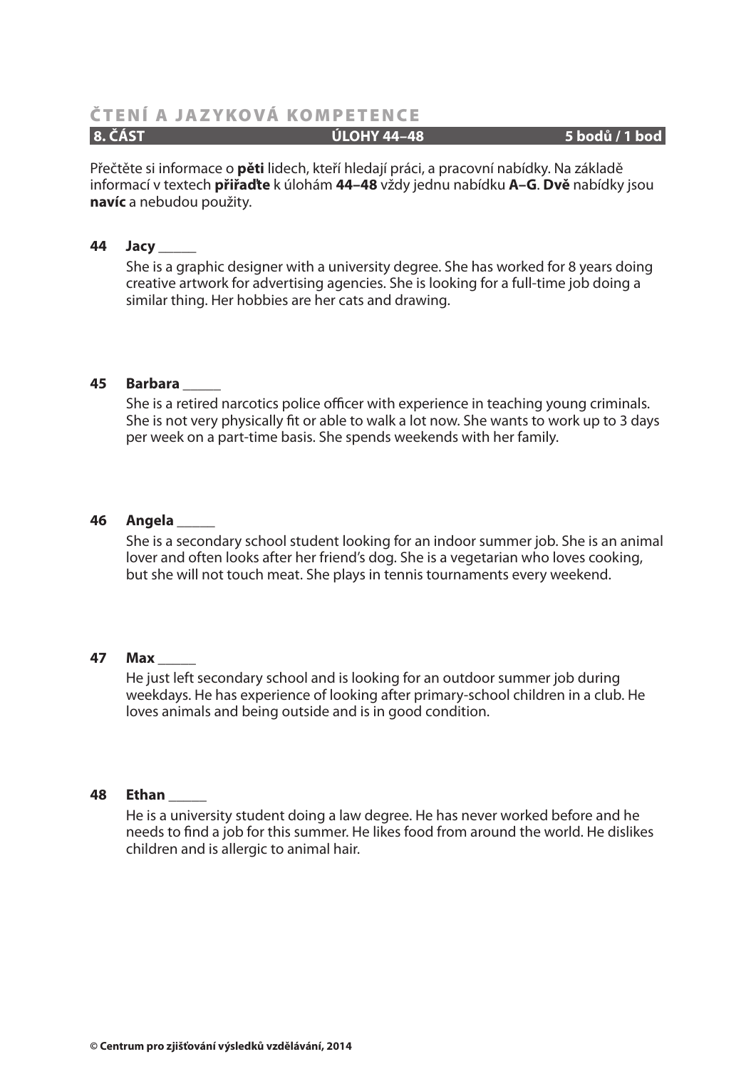# ČTENÍ A JAZYKOVÁ KOMPETENCE

**8. ČÁST** **ÚLOHY 44–48** **5 bodů / 1 bod**

Přečtěte si informace o **pěti** lidech, kteří hledají práci, a pracovní nabídky. Na základě informací v textech **přiřaďte** k úlohám **44–48** vždy jednu nabídku **A–G**. **Dvě** nabídky jsou **navíc** a nebudou použity.

**44 Jacy** _____

She is a graphic designer with a university degree. She has worked for 8 years doing creative artwork for advertising agencies. She is looking for a full-time job doing a similar thing. Her hobbies are her cats and drawing.

**45 Barbara** _____

She is a retired narcotics police officer with experience in teaching young criminals. She is not very physically fit or able to walk a lot now. She wants to work up to 3 days per week on a part-time basis. She spends weekends with her family.

**46 Angela** _____

She is a secondary school student looking for an indoor summer job. She is an animal lover and often looks after her friend's dog. She is a vegetarian who loves cooking, but she will not touch meat. She plays in tennis tournaments every weekend.

**47 Max** _____

He just left secondary school and is looking for an outdoor summer job during weekdays. He has experience of looking after primary-school children in a club. He loves animals and being outside and is in good condition.

**48 Ethan** _____

He is a university student doing a law degree. He has never worked before and he needs to find a job for this summer. He likes food from around the world. He dislikes children and is allergic to animal hair.

© Centrum pro zjišťování výsledků vzdělávání, 2014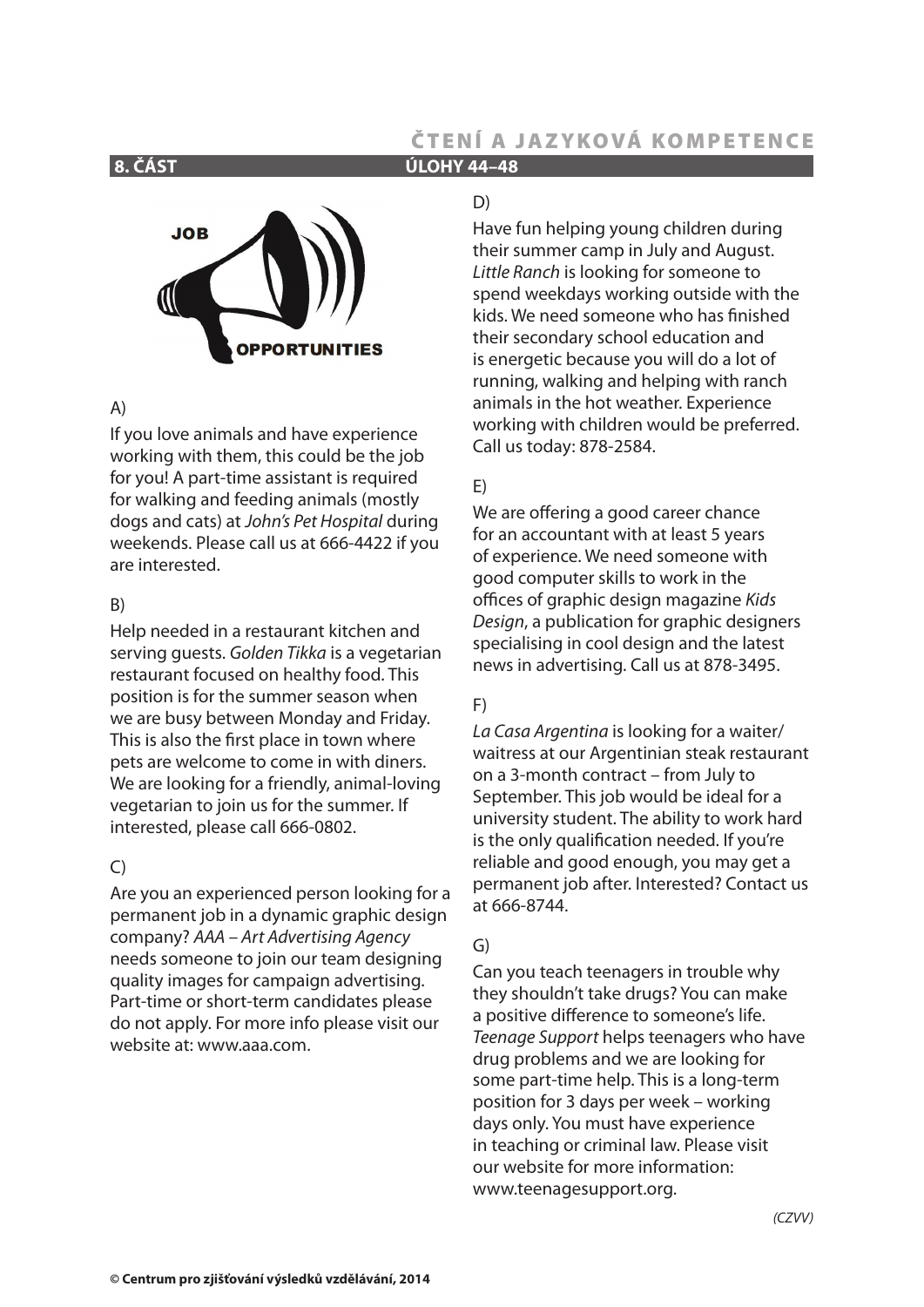## ČTENÍ A JAZYKOVÁ KOMPETENCE

**8. ČÁST** **ÚLOHY 44–48**

JOB OPPORTUNITIES

A)

If you love animals and have experience working with them, this could be the job for you! A part-time assistant is required for walking and feeding animals (mostly dogs and cats) at *John's Pet Hospital* during weekends. Please call us at 666-4422 if you are interested.

B)

Help needed in a restaurant kitchen and serving guests. *Golden Tikka* is a vegetarian restaurant focused on healthy food. This position is for the summer season when we are busy between Monday and Friday. This is also the first place in town where pets are welcome to come in with diners. We are looking for a friendly, animal-loving vegetarian to join us for the summer. If interested, please call 666-0802.

C)

Are you an experienced person looking for a permanent job in a dynamic graphic design company? *AAA – Art Advertising Agency* needs someone to join our team designing quality images for campaign advertising. Part-time or short-term candidates please do not apply. For more info please visit our website at: www.aaa.com.

D)

Have fun helping young children during their summer camp in July and August. *Little Ranch* is looking for someone to spend weekdays working outside with the kids. We need someone who has finished their secondary school education and is energetic because you will do a lot of running, walking and helping with ranch animals in the hot weather. Experience working with children would be preferred. Call us today: 878-2584.

E)

We are offering a good career chance for an accountant with at least 5 years of experience. We need someone with good computer skills to work in the offices of graphic design magazine *Kids Design*, a publication for graphic designers specialising in cool design and the latest news in advertising. Call us at 878-3495.

F)

*La Casa Argentina* is looking for a waiter/waitress at our Argentinian steak restaurant on a 3-month contract – from July to September. This job would be ideal for a university student. The ability to work hard is the only qualification needed. If you're reliable and good enough, you may get a permanent job after. Interested? Contact us at 666-8744.

G)

Can you teach teenagers in trouble why they shouldn't take drugs? You can make a positive difference to someone's life. *Teenage Support* helps teenagers who have drug problems and we are looking for some part-time help. This is a long-term position for 3 days per week – working days only. You must have experience in teaching or criminal law. Please visit our website for more information: www.teenagesupport.org.

*(CZVV)*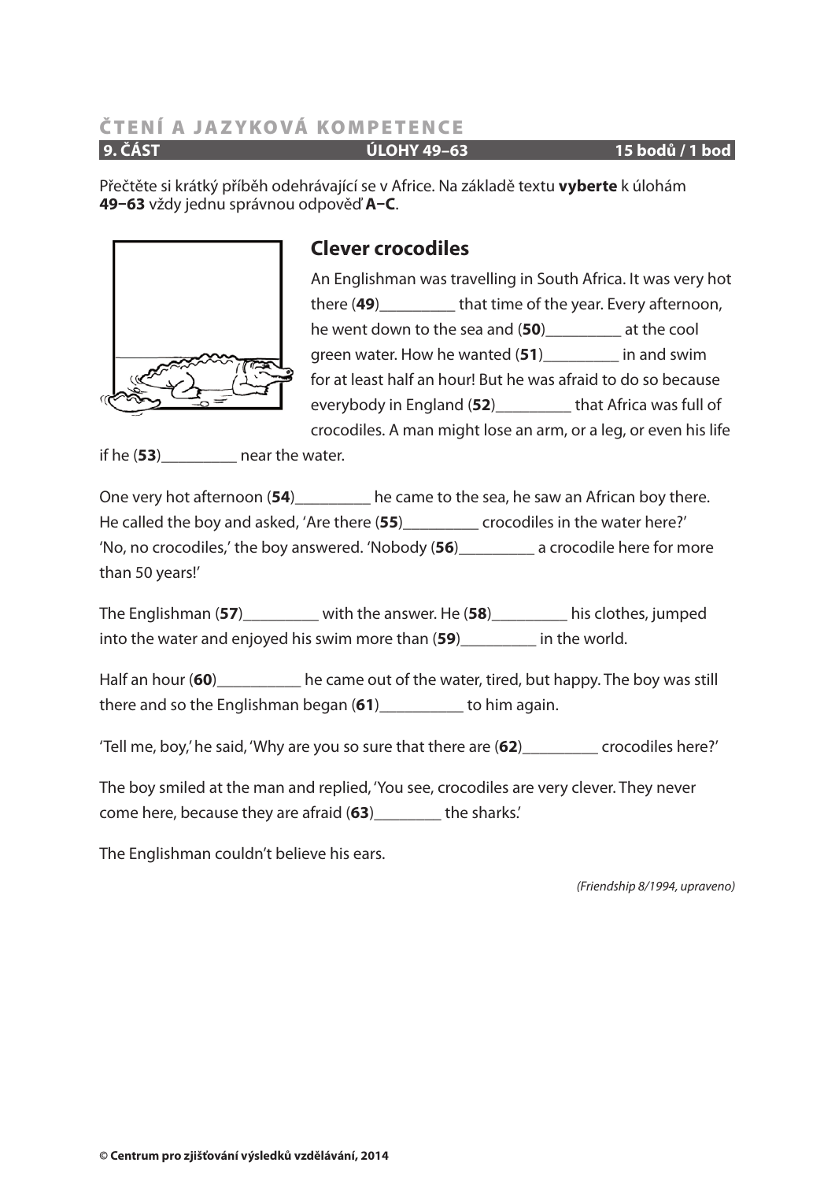## ČTENÍ A JAZYKOVÁ KOMPETENCE

**9. ČÁST** | **ÚLOHY 49–63** | **15 bodů / 1 bod**

Přečtěte si krátký příběh odehrávající se v Africe. Na základě textu **vyberte** k úlohám **49–63** vždy jednu správnou odpověď **A–C**.

### Clever crocodiles

An Englishman was travelling in South Africa. It was very hot there (**49**)_________ that time of the year. Every afternoon, he went down to the sea and (**50**)_________ at the cool green water. How he wanted (**51**)_________ in and swim for at least half an hour! But he was afraid to do so because everybody in England (**52**)_________ that Africa was full of crocodiles. A man might lose an arm, or a leg, or even his life if he (**53**)_________ near the water.

One very hot afternoon (**54**)_________ he came to the sea, he saw an African boy there. He called the boy and asked, 'Are there (**55**)_________ crocodiles in the water here?' 'No, no crocodiles,' the boy answered. 'Nobody (**56**)_________ a crocodile here for more than 50 years!'

The Englishman (**57**)_________ with the answer. He (**58**)_________ his clothes, jumped into the water and enjoyed his swim more than (**59**)_________ in the world.

Half an hour (**60**)__________ he came out of the water, tired, but happy. The boy was still there and so the Englishman began (**61**)__________ to him again.

'Tell me, boy,' he said, 'Why are you so sure that there are (**62**)_________ crocodiles here?'

The boy smiled at the man and replied, 'You see, crocodiles are very clever. They never come here, because they are afraid (**63**)________ the sharks.'

The Englishman couldn't believe his ears.

*(Friendship 8/1994, upraveno)*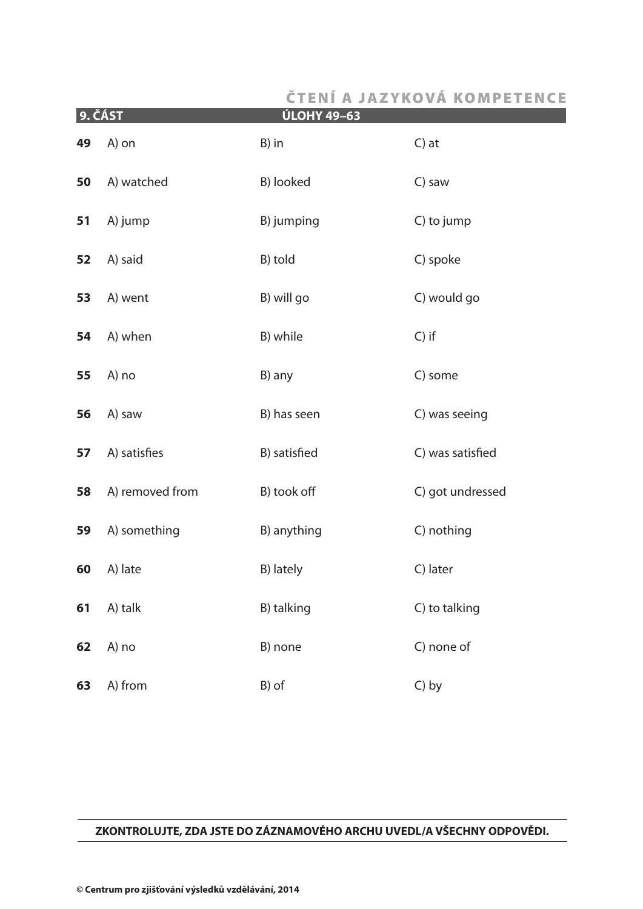## ČTENÍ A JAZYKOVÁ KOMPETENCE

**9. ČÁST** **ÚLOHY 49–63**

| | | | |
|---|---|---|---|
| **49** | A) on | B) in | C) at |
| **50** | A) watched | B) looked | C) saw |
| **51** | A) jump | B) jumping | C) to jump |
| **52** | A) said | B) told | C) spoke |
| **53** | A) went | B) will go | C) would go |
| **54** | A) when | B) while | C) if |
| **55** | A) no | B) any | C) some |
| **56** | A) saw | B) has seen | C) was seeing |
| **57** | A) satisfies | B) satisfied | C) was satisfied |
| **58** | A) removed from | B) took off | C) got undressed |
| **59** | A) something | B) anything | C) nothing |
| **60** | A) late | B) lately | C) later |
| **61** | A) talk | B) talking | C) to talking |
| **62** | A) no | B) none | C) none of |
| **63** | A) from | B) of | C) by |

**ZKONTROLUJTE, ZDA JSTE DO ZÁZNAMOVÉHO ARCHU UVEDL/A VŠECHNY ODPOVĚDI.**

**© Centrum pro zjišťování výsledků vzdělávání, 2014**